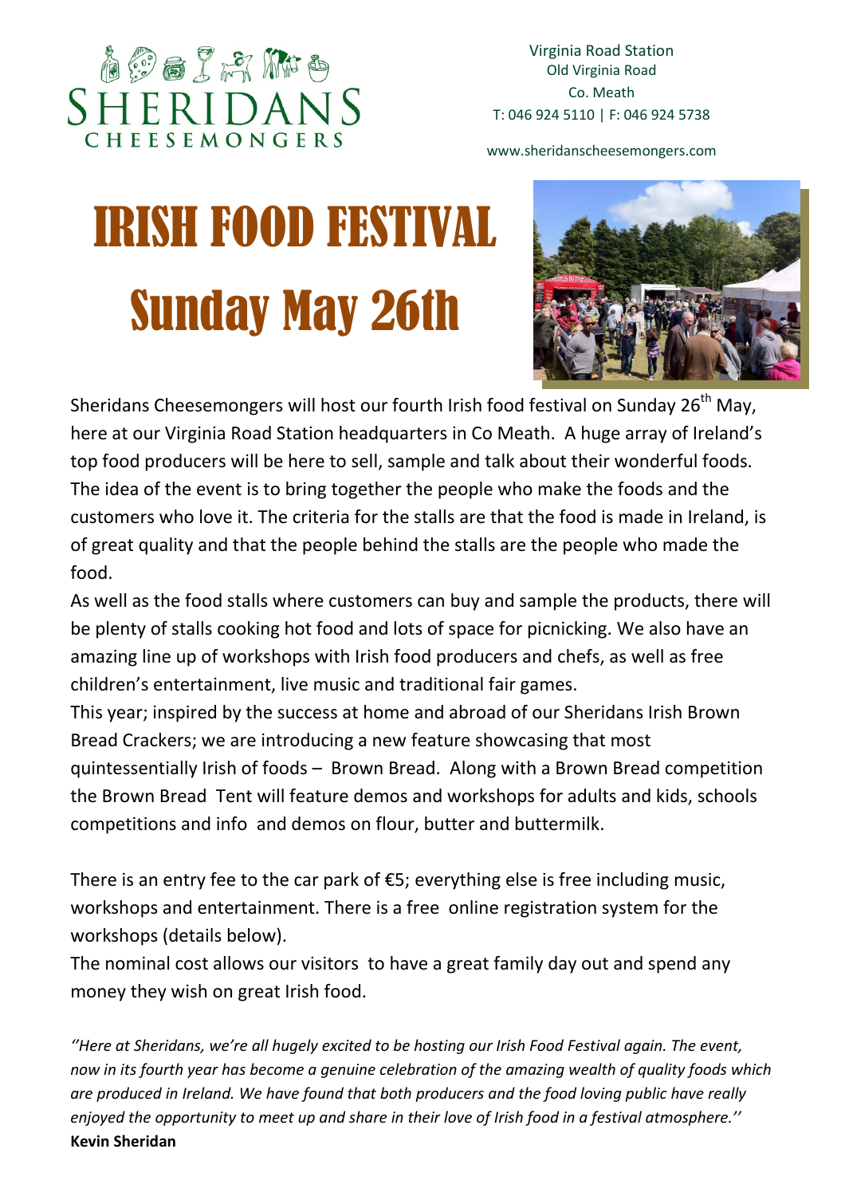SHERIDANS CHEESEMONGERS

Virginia Road Station
Old Virginia Road
Co. Meath
T: 046 924 5110 | F: 046 924 5738

www.sheridanscheesemongers.com

# IRISH FOOD FESTIVAL
# Sunday May 26th

Sheridans Cheesemongers will host our fourth Irish food festival on Sunday 26th May, here at our Virginia Road Station headquarters in Co Meath. A huge array of Ireland's top food producers will be here to sell, sample and talk about their wonderful foods. The idea of the event is to bring together the people who make the foods and the customers who love it. The criteria for the stalls are that the food is made in Ireland, is of great quality and that the people behind the stalls are the people who made the food.

As well as the food stalls where customers can buy and sample the products, there will be plenty of stalls cooking hot food and lots of space for picnicking. We also have an amazing line up of workshops with Irish food producers and chefs, as well as free children's entertainment, live music and traditional fair games.

This year; inspired by the success at home and abroad of our Sheridans Irish Brown Bread Crackers; we are introducing a new feature showcasing that most quintessentially Irish of foods – Brown Bread. Along with a Brown Bread competition the Brown Bread Tent will feature demos and workshops for adults and kids, schools competitions and info and demos on flour, butter and buttermilk.

There is an entry fee to the car park of €5; everything else is free including music, workshops and entertainment. There is a free online registration system for the workshops (details below).

The nominal cost allows our visitors to have a great family day out and spend any money they wish on great Irish food.

*''Here at Sheridans, we're all hugely excited to be hosting our Irish Food Festival again. The event, now in its fourth year has become a genuine celebration of the amazing wealth of quality foods which are produced in Ireland. We have found that both producers and the food loving public have really enjoyed the opportunity to meet up and share in their love of Irish food in a festival atmosphere.''*
**Kevin Sheridan**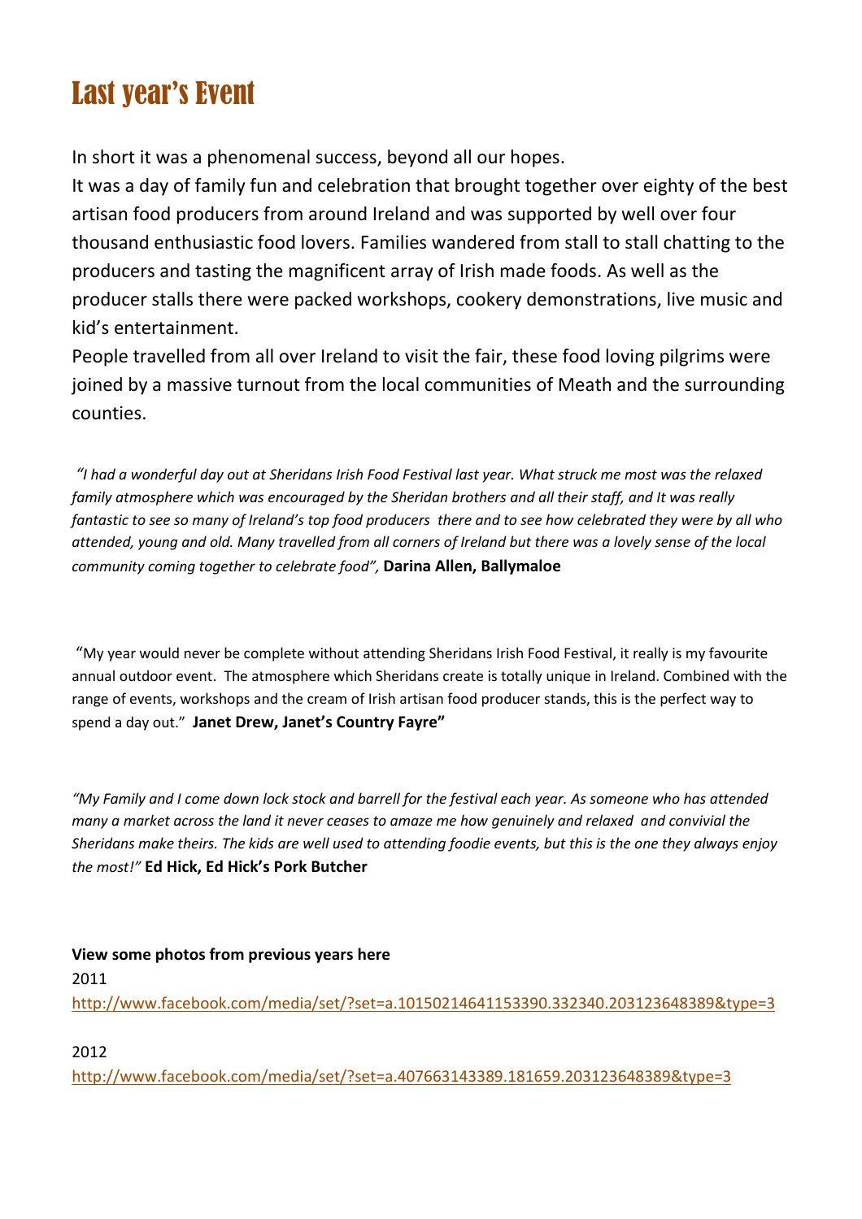# Last year's Event

In short it was a phenomenal success, beyond all our hopes.

It was a day of family fun and celebration that brought together over eighty of the best artisan food producers from around Ireland and was supported by well over four thousand enthusiastic food lovers. Families wandered from stall to stall chatting to the producers and tasting the magnificent array of Irish made foods. As well as the producer stalls there were packed workshops, cookery demonstrations, live music and kid's entertainment.

People travelled from all over Ireland to visit the fair, these food loving pilgrims were joined by a massive turnout from the local communities of Meath and the surrounding counties.

*"I had a wonderful day out at Sheridans Irish Food Festival last year. What struck me most was the relaxed family atmosphere which was encouraged by the Sheridan brothers and all their staff, and It was really fantastic to see so many of Ireland's top food producers there and to see how celebrated they were by all who attended, young and old. Many travelled from all corners of Ireland but there was a lovely sense of the local community coming together to celebrate food",* **Darina Allen, Ballymaloe**

"My year would never be complete without attending Sheridans Irish Food Festival, it really is my favourite annual outdoor event. The atmosphere which Sheridans create is totally unique in Ireland. Combined with the range of events, workshops and the cream of Irish artisan food producer stands, this is the perfect way to spend a day out." **Janet Drew, Janet's Country Fayre"**

*"My Family and I come down lock stock and barrell for the festival each year. As someone who has attended many a market across the land it never ceases to amaze me how genuinely and relaxed and convivial the Sheridans make theirs. The kids are well used to attending foodie events, but this is the one they always enjoy the most!"* **Ed Hick, Ed Hick's Pork Butcher**

**View some photos from previous years here**

2011

http://www.facebook.com/media/set/?set=a.10150214641153390.332340.203123648389&type=3

2012

http://www.facebook.com/media/set/?set=a.407663143389.181659.203123648389&type=3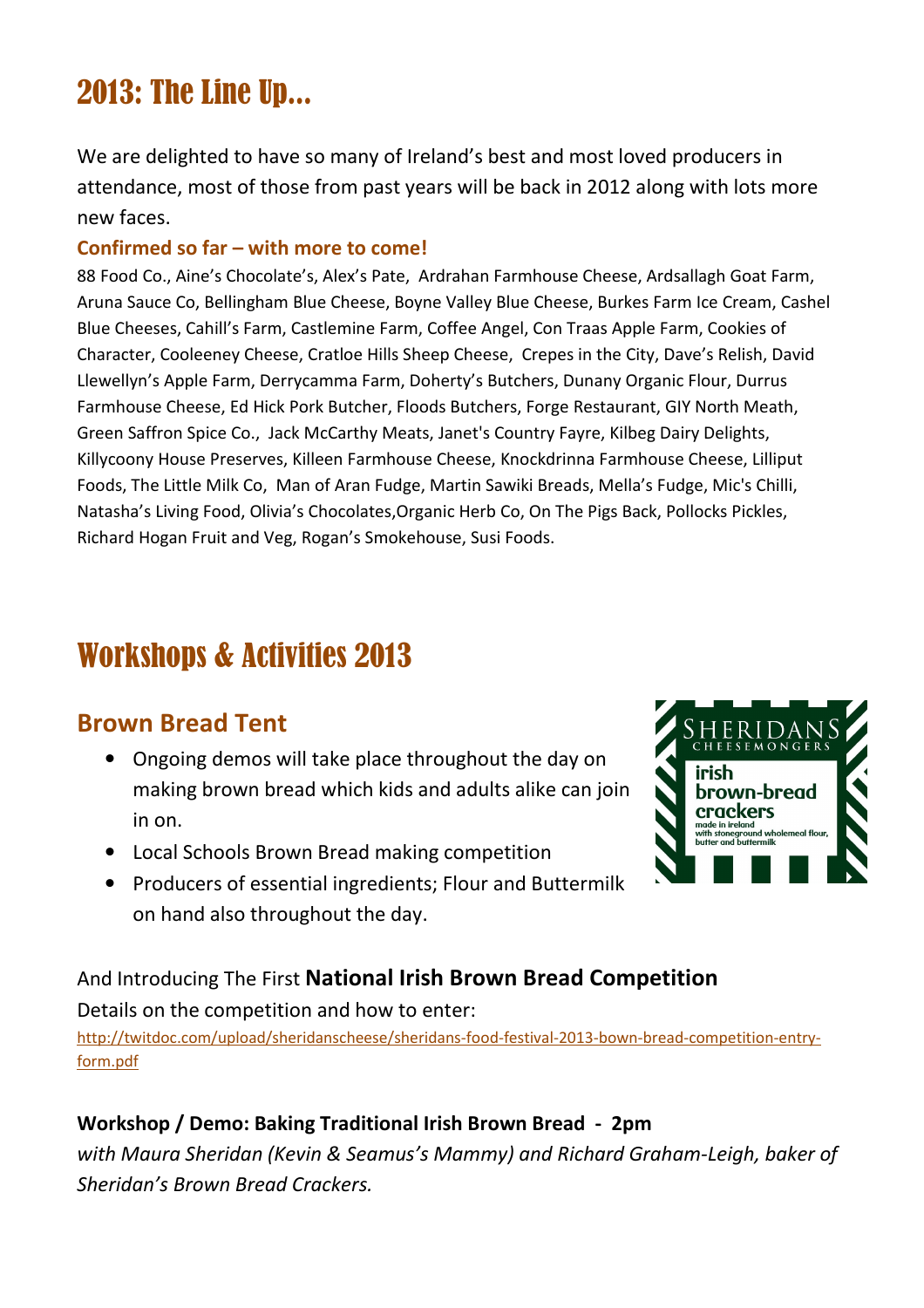# 2013: The Line Up...

We are delighted to have so many of Ireland's best and most loved producers in attendance, most of those from past years will be back in 2012 along with lots more new faces.

**Confirmed so far – with more to come!**

88 Food Co., Aine's Chocolate's, Alex's Pate, Ardrahan Farmhouse Cheese, Ardsallagh Goat Farm, Aruna Sauce Co, Bellingham Blue Cheese, Boyne Valley Blue Cheese, Burkes Farm Ice Cream, Cashel Blue Cheeses, Cahill's Farm, Castlemine Farm, Coffee Angel, Con Traas Apple Farm, Cookies of Character, Cooleeney Cheese, Cratloe Hills Sheep Cheese, Crepes in the City, Dave's Relish, David Llewellyn's Apple Farm, Derrycamma Farm, Doherty's Butchers, Dunany Organic Flour, Durrus Farmhouse Cheese, Ed Hick Pork Butcher, Floods Butchers, Forge Restaurant, GIY North Meath, Green Saffron Spice Co., Jack McCarthy Meats, Janet's Country Fayre, Kilbeg Dairy Delights, Killycoony House Preserves, Killeen Farmhouse Cheese, Knockdrinna Farmhouse Cheese, Lilliput Foods, The Little Milk Co, Man of Aran Fudge, Martin Sawiki Breads, Mella's Fudge, Mic's Chilli, Natasha's Living Food, Olivia's Chocolates,Organic Herb Co, On The Pigs Back, Pollocks Pickles, Richard Hogan Fruit and Veg, Rogan's Smokehouse, Susi Foods.

# Workshops & Activities 2013

## Brown Bread Tent

- Ongoing demos will take place throughout the day on making brown bread which kids and adults alike can join in on.
- Local Schools Brown Bread making competition
- Producers of essential ingredients; Flour and Buttermilk on hand also throughout the day.

SHERIDANS CHEESEMONGERS
irish brown-bread crackers
made in ireland
with stoneground wholemeal flour, butter and buttermilk

And Introducing The First **National Irish Brown Bread Competition**

Details on the competition and how to enter:

http://twitdoc.com/upload/sheridanscheese/sheridans-food-festival-2013-bown-bread-competition-entry-form.pdf

**Workshop / Demo: Baking Traditional Irish Brown Bread - 2pm**

*with Maura Sheridan (Kevin & Seamus's Mammy) and Richard Graham-Leigh, baker of Sheridan's Brown Bread Crackers.*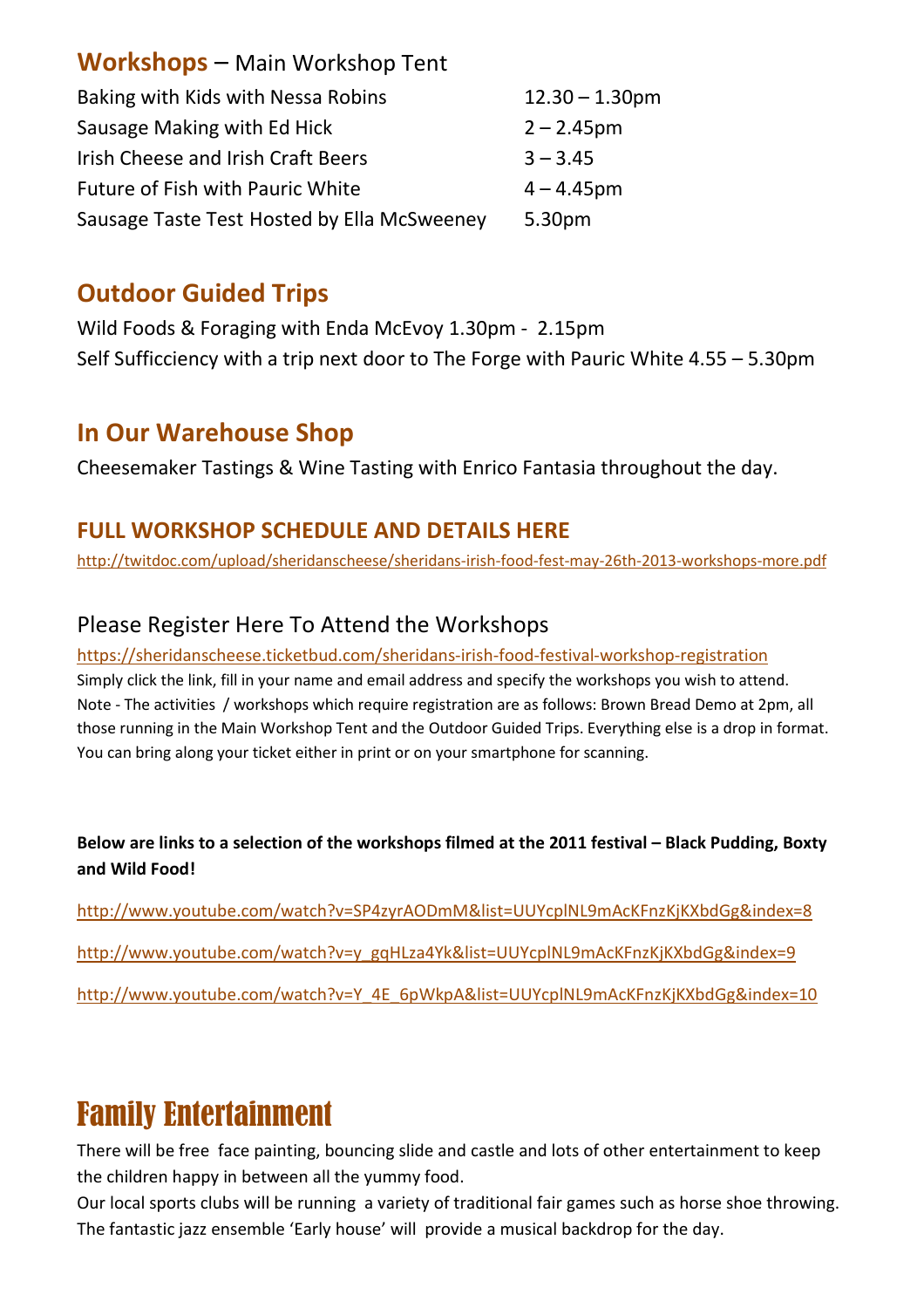## **Workshops** – Main Workshop Tent

| | |
|---|---|
| Baking with Kids with Nessa Robins | 12.30 – 1.30pm |
| Sausage Making with Ed Hick | 2 – 2.45pm |
| Irish Cheese and Irish Craft Beers | 3 – 3.45 |
| Future of Fish with Pauric White | 4 – 4.45pm |
| Sausage Taste Test Hosted by Ella McSweeney | 5.30pm |

## Outdoor Guided Trips

Wild Foods & Foraging with Enda McEvoy 1.30pm - 2.15pm

Self Sufficciency with a trip next door to The Forge with Pauric White 4.55 – 5.30pm

## In Our Warehouse Shop

Cheesemaker Tastings & Wine Tasting with Enrico Fantasia throughout the day.

### FULL WORKSHOP SCHEDULE AND DETAILS HERE

http://twitdoc.com/upload/sheridanscheese/sheridans-irish-food-fest-may-26th-2013-workshops-more.pdf

### Please Register Here To Attend the Workshops

https://sheridanscheese.ticketbud.com/sheridans-irish-food-festival-workshop-registration

Simply click the link, fill in your name and email address and specify the workshops you wish to attend. Note - The activities / workshops which require registration are as follows: Brown Bread Demo at 2pm, all those running in the Main Workshop Tent and the Outdoor Guided Trips. Everything else is a drop in format. You can bring along your ticket either in print or on your smartphone for scanning.

**Below are links to a selection of the workshops filmed at the 2011 festival – Black Pudding, Boxty and Wild Food!**

http://www.youtube.com/watch?v=SP4zyrAODmM&list=UUYcplNL9mAcKFnzKjKXbdGg&index=8

http://www.youtube.com/watch?v=y_gqHLza4Yk&list=UUYcplNL9mAcKFnzKjKXbdGg&index=9

http://www.youtube.com/watch?v=Y_4E_6pWkpA&list=UUYcplNL9mAcKFnzKjKXbdGg&index=10

# Family Entertainment

There will be free face painting, bouncing slide and castle and lots of other entertainment to keep the children happy in between all the yummy food.

Our local sports clubs will be running a variety of traditional fair games such as horse shoe throwing.

The fantastic jazz ensemble 'Early house' will provide a musical backdrop for the day.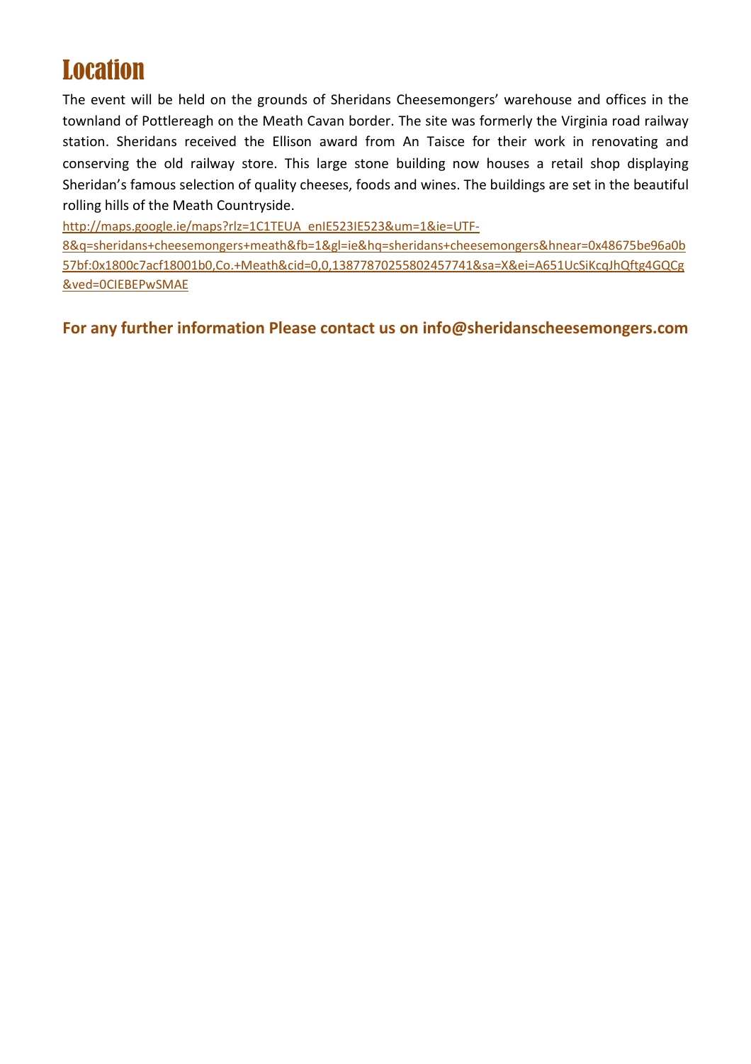# Location

The event will be held on the grounds of Sheridans Cheesemongers' warehouse and offices in the townland of Pottlereagh on the Meath Cavan border. The site was formerly the Virginia road railway station. Sheridans received the Ellison award from An Taisce for their work in renovating and conserving the old railway store. This large stone building now houses a retail shop displaying Sheridan's famous selection of quality cheeses, foods and wines. The buildings are set in the beautiful rolling hills of the Meath Countryside.

http://maps.google.ie/maps?rlz=1C1TEUA_enIE523IE523&um=1&ie=UTF-8&q=sheridans+cheesemongers+meath&fb=1&gl=ie&hq=sheridans+cheesemongers&hnear=0x48675be96a0b57bf:0x1800c7acf18001b0,Co.+Meath&cid=0,0,13877870255802457741&sa=X&ei=A651UcSiKcqJhQftg4GQCg&ved=0CIEBEPwSMAE

**For any further information Please contact us on info@sheridanscheesemongers.com**